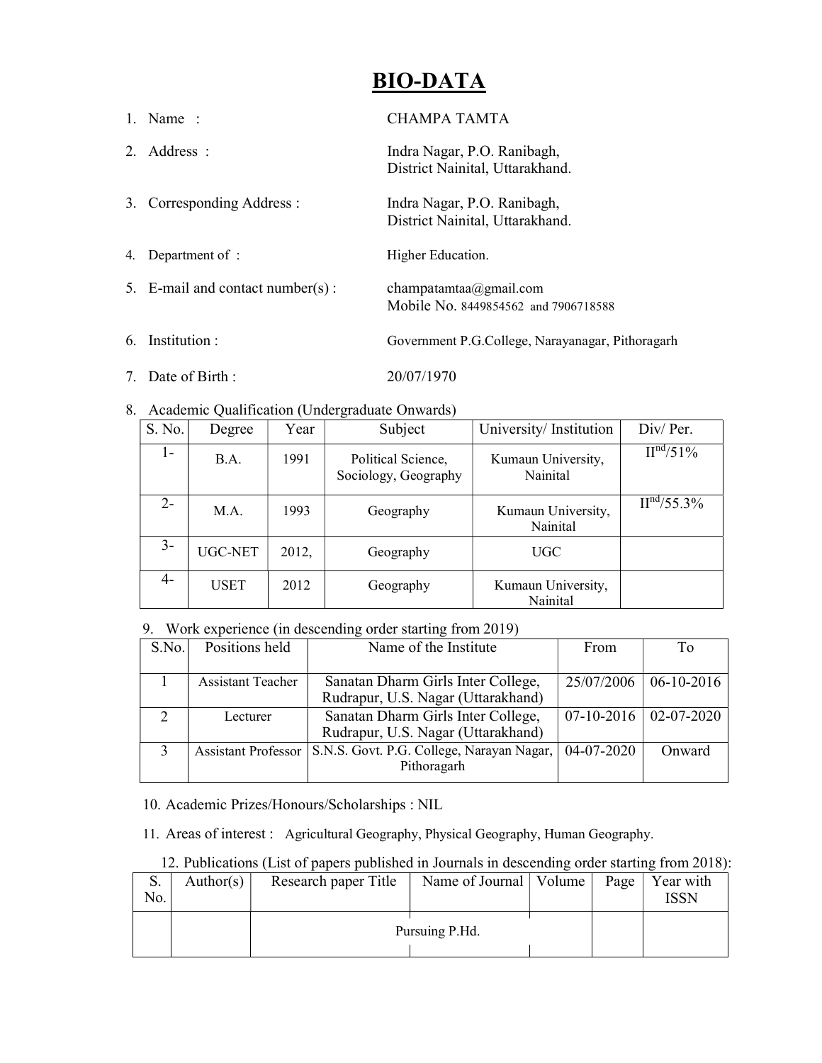# BIO-DATA

1. Name : CHAMPA TAMTA
2. Address : Indra Nagar, P.O. Ranibagh, District Nainital, Uttarakhand.
3. Corresponding Address : Indra Nagar, P.O. Ranibagh, District Nainital, Uttarakhand.
4. Department of : Higher Education.
5. E-mail and contact number(s) : champatamtaa@gmail.com
   Mobile No. 8449854562 and 7906718588
6. Institution : Government P.G.College, Narayanagar, Pithoragarh
7. Date of Birth : 20/07/1970
8. Academic Qualification (Undergraduate Onwards)

| S. No. | Degree | Year | Subject | University/ Institution | Div/ Per. |
|---|---|---|---|---|---|
| 1- | B.A. | 1991 | Political Science, Sociology, Geography | Kumaun University, Nainital | II$^{nd}$/51% |
| 2- | M.A. | 1993 | Geography | Kumaun University, Nainital | II$^{nd}$/55.3% |
| 3- | UGC-NET | 2012, | Geography | UGC | |
| 4- | USET | 2012 | Geography | Kumaun University, Nainital | |

9. Work experience (in descending order starting from 2019)

| S.No. | Positions held | Name of the Institute | From | To |
|---|---|---|---|---|
| 1 | Assistant Teacher | Sanatan Dharm Girls Inter College, Rudrapur, U.S. Nagar (Uttarakhand) | 25/07/2006 | 06-10-2016 |
| 2 | Lecturer | Sanatan Dharm Girls Inter College, Rudrapur, U.S. Nagar (Uttarakhand) | 07-10-2016 | 02-07-2020 |
| 3 | Assistant Professor | S.N.S. Govt. P.G. College, Narayan Nagar, Pithoragarh | 04-07-2020 | Onward |

10. Academic Prizes/Honours/Scholarships : NIL

11. Areas of interest : Agricultural Geography, Physical Geography, Human Geography.

12. Publications (List of papers published in Journals in descending order starting from 2018):

| S. No. | Author(s) | Research paper Title | Name of Journal | Volume | Page | Year with ISSN |
|---|---|---|---|---|---|---|
| | | Pursuing P.Hd. | | | | |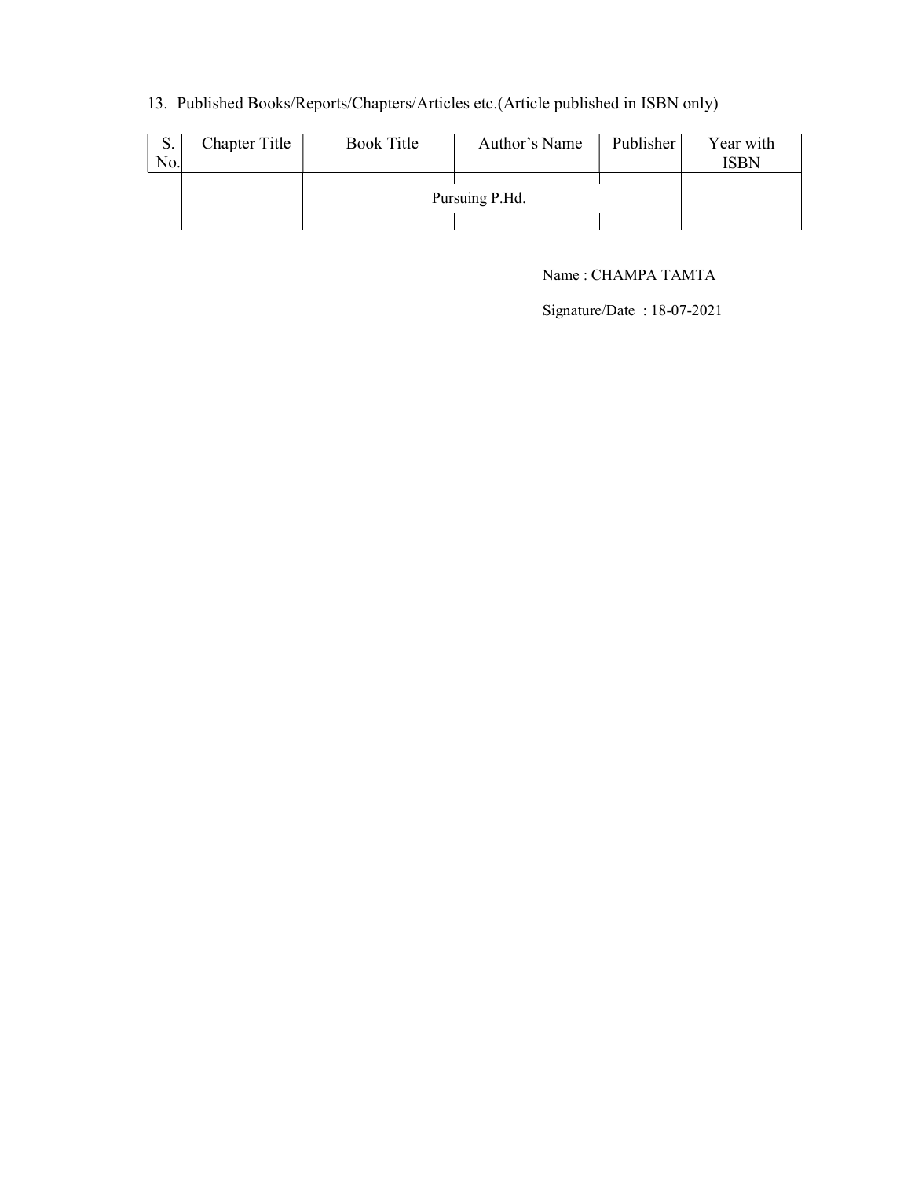13. Published Books/Reports/Chapters/Articles etc.(Article published in ISBN only)

| S. No. | Chapter Title | Book Title | Author's Name | Publisher | Year with ISBN |
|---|---|---|---|---|---|
| | | Pursuing P.Hd. | | | |

Name : CHAMPA TAMTA

Signature/Date : 18-07-2021